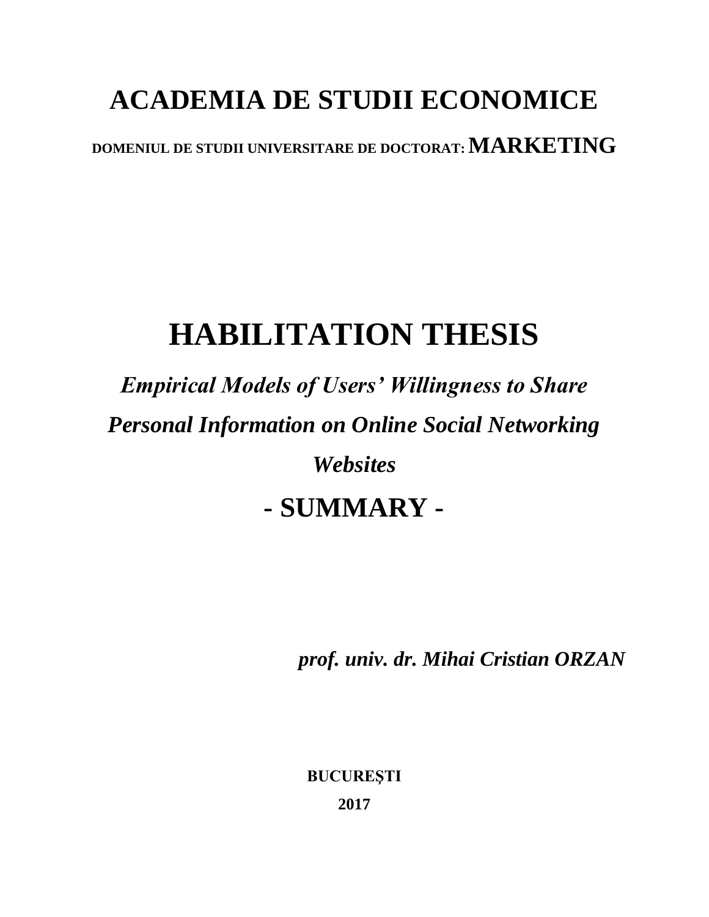# ACADEMIA DE STUDII ECONOMICE

**DOMENIUL DE STUDII UNIVERSITARE DE DOCTORAT: MARKETING**

# HABILITATION THESIS

## *Empirical Models of Users' Willingness to Share Personal Information on Online Social Networking Websites*

## - SUMMARY -

***prof. univ. dr. Mihai Cristian ORZAN***

**BUCUREŞTI**

**2017**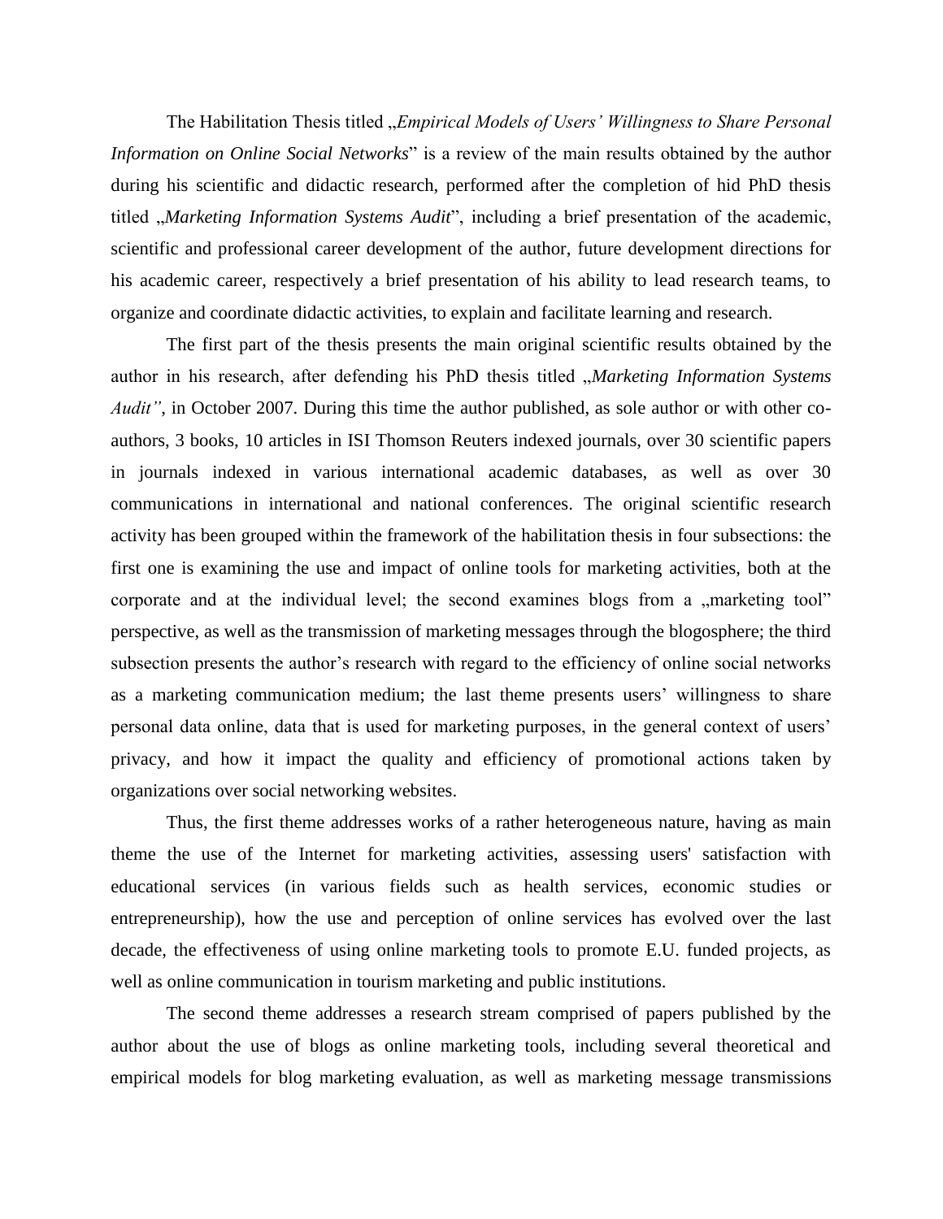The Habilitation Thesis titled „*Empirical Models of Users' Willingness to Share Personal Information on Online Social Networks*" is a review of the main results obtained by the author during his scientific and didactic research, performed after the completion of hid PhD thesis titled „*Marketing Information Systems Audit*", including a brief presentation of the academic, scientific and professional career development of the author, future development directions for his academic career, respectively a brief presentation of his ability to lead research teams, to organize and coordinate didactic activities, to explain and facilitate learning and research.

The first part of the thesis presents the main original scientific results obtained by the author in his research, after defending his PhD thesis titled „*Marketing Information Systems Audit"*, in October 2007. During this time the author published, as sole author or with other co-authors, 3 books, 10 articles in ISI Thomson Reuters indexed journals, over 30 scientific papers in journals indexed in various international academic databases, as well as over 30 communications in international and national conferences. The original scientific research activity has been grouped within the framework of the habilitation thesis in four subsections: the first one is examining the use and impact of online tools for marketing activities, both at the corporate and at the individual level; the second examines blogs from a „marketing tool" perspective, as well as the transmission of marketing messages through the blogosphere; the third subsection presents the author's research with regard to the efficiency of online social networks as a marketing communication medium; the last theme presents users' willingness to share personal data online, data that is used for marketing purposes, in the general context of users' privacy, and how it impact the quality and efficiency of promotional actions taken by organizations over social networking websites.

Thus, the first theme addresses works of a rather heterogeneous nature, having as main theme the use of the Internet for marketing activities, assessing users' satisfaction with educational services (in various fields such as health services, economic studies or entrepreneurship), how the use and perception of online services has evolved over the last decade, the effectiveness of using online marketing tools to promote E.U. funded projects, as well as online communication in tourism marketing and public institutions.

The second theme addresses a research stream comprised of papers published by the author about the use of blogs as online marketing tools, including several theoretical and empirical models for blog marketing evaluation, as well as marketing message transmissions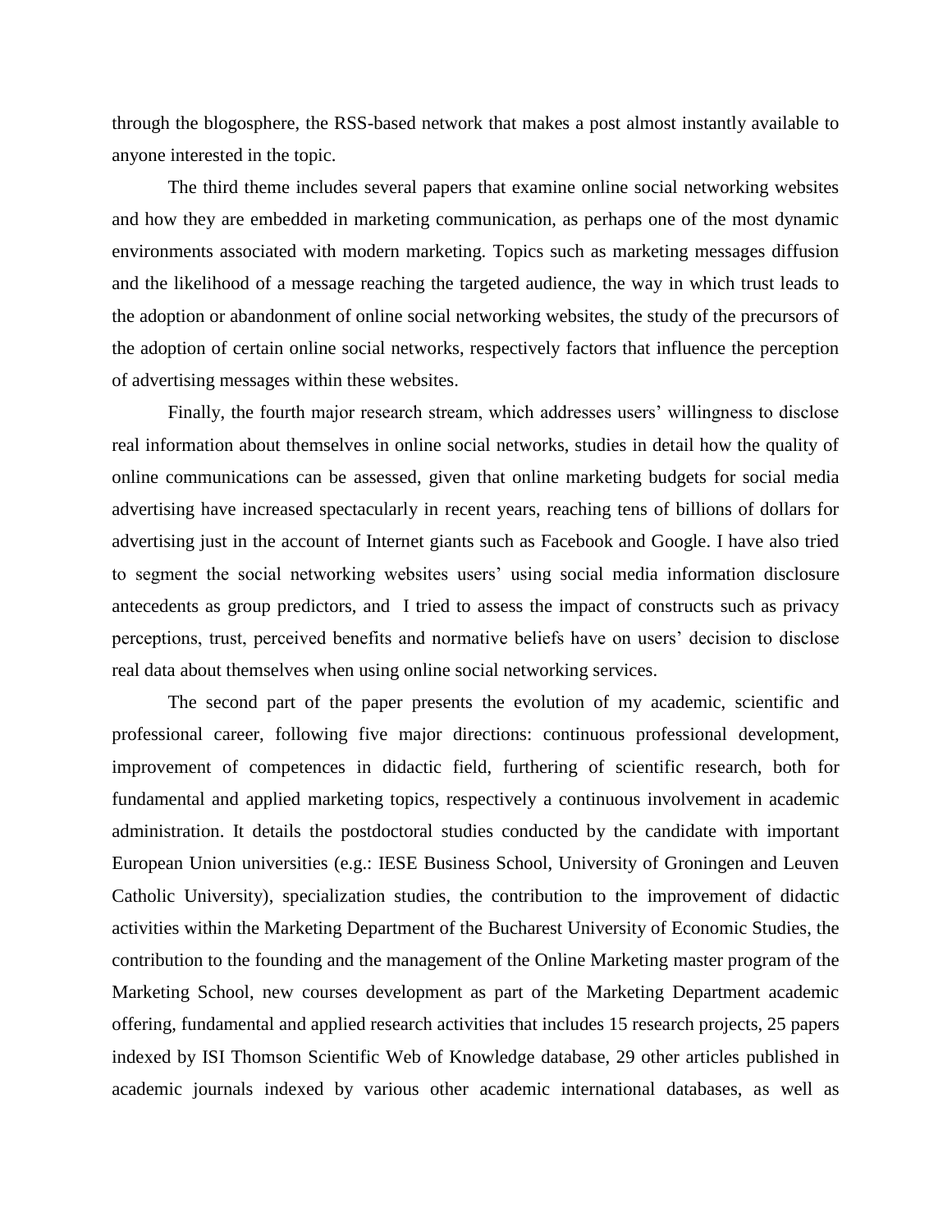through the blogosphere, the RSS-based network that makes a post almost instantly available to anyone interested in the topic.

The third theme includes several papers that examine online social networking websites and how they are embedded in marketing communication, as perhaps one of the most dynamic environments associated with modern marketing. Topics such as marketing messages diffusion and the likelihood of a message reaching the targeted audience, the way in which trust leads to the adoption or abandonment of online social networking websites, the study of the precursors of the adoption of certain online social networks, respectively factors that influence the perception of advertising messages within these websites.

Finally, the fourth major research stream, which addresses users' willingness to disclose real information about themselves in online social networks, studies in detail how the quality of online communications can be assessed, given that online marketing budgets for social media advertising have increased spectacularly in recent years, reaching tens of billions of dollars for advertising just in the account of Internet giants such as Facebook and Google. I have also tried to segment the social networking websites users' using social media information disclosure antecedents as group predictors, and I tried to assess the impact of constructs such as privacy perceptions, trust, perceived benefits and normative beliefs have on users' decision to disclose real data about themselves when using online social networking services.

The second part of the paper presents the evolution of my academic, scientific and professional career, following five major directions: continuous professional development, improvement of competences in didactic field, furthering of scientific research, both for fundamental and applied marketing topics, respectively a continuous involvement in academic administration. It details the postdoctoral studies conducted by the candidate with important European Union universities (e.g.: IESE Business School, University of Groningen and Leuven Catholic University), specialization studies, the contribution to the improvement of didactic activities within the Marketing Department of the Bucharest University of Economic Studies, the contribution to the founding and the management of the Online Marketing master program of the Marketing School, new courses development as part of the Marketing Department academic offering, fundamental and applied research activities that includes 15 research projects, 25 papers indexed by ISI Thomson Scientific Web of Knowledge database, 29 other articles published in academic journals indexed by various other academic international databases, as well as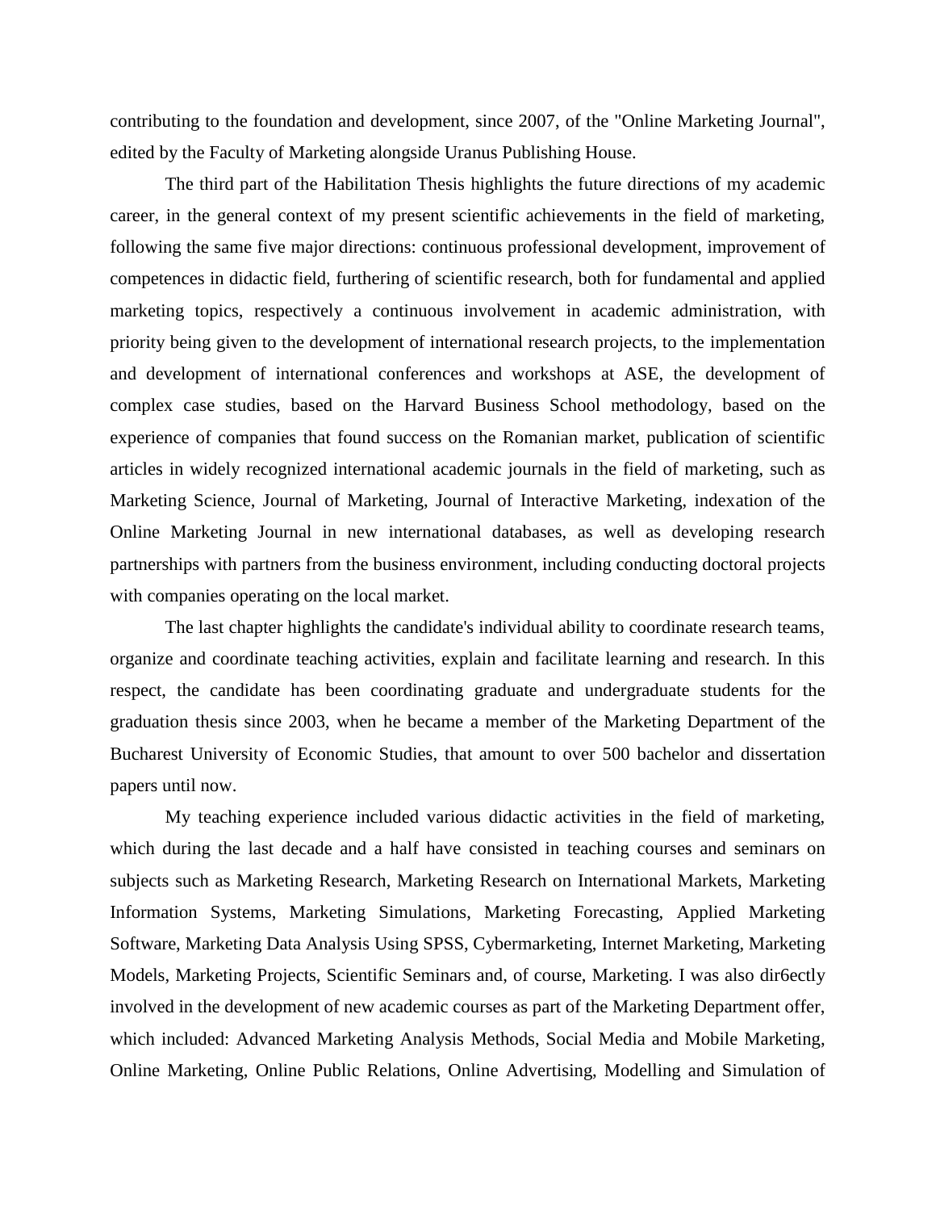contributing to the foundation and development, since 2007, of the "Online Marketing Journal", edited by the Faculty of Marketing alongside Uranus Publishing House.

The third part of the Habilitation Thesis highlights the future directions of my academic career, in the general context of my present scientific achievements in the field of marketing, following the same five major directions: continuous professional development, improvement of competences in didactic field, furthering of scientific research, both for fundamental and applied marketing topics, respectively a continuous involvement in academic administration, with priority being given to the development of international research projects, to the implementation and development of international conferences and workshops at ASE, the development of complex case studies, based on the Harvard Business School methodology, based on the experience of companies that found success on the Romanian market, publication of scientific articles in widely recognized international academic journals in the field of marketing, such as Marketing Science, Journal of Marketing, Journal of Interactive Marketing, indexation of the Online Marketing Journal in new international databases, as well as developing research partnerships with partners from the business environment, including conducting doctoral projects with companies operating on the local market.

The last chapter highlights the candidate's individual ability to coordinate research teams, organize and coordinate teaching activities, explain and facilitate learning and research. In this respect, the candidate has been coordinating graduate and undergraduate students for the graduation thesis since 2003, when he became a member of the Marketing Department of the Bucharest University of Economic Studies, that amount to over 500 bachelor and dissertation papers until now.

My teaching experience included various didactic activities in the field of marketing, which during the last decade and a half have consisted in teaching courses and seminars on subjects such as Marketing Research, Marketing Research on International Markets, Marketing Information Systems, Marketing Simulations, Marketing Forecasting, Applied Marketing Software, Marketing Data Analysis Using SPSS, Cybermarketing, Internet Marketing, Marketing Models, Marketing Projects, Scientific Seminars and, of course, Marketing. I was also dir6ectly involved in the development of new academic courses as part of the Marketing Department offer, which included: Advanced Marketing Analysis Methods, Social Media and Mobile Marketing, Online Marketing, Online Public Relations, Online Advertising, Modelling and Simulation of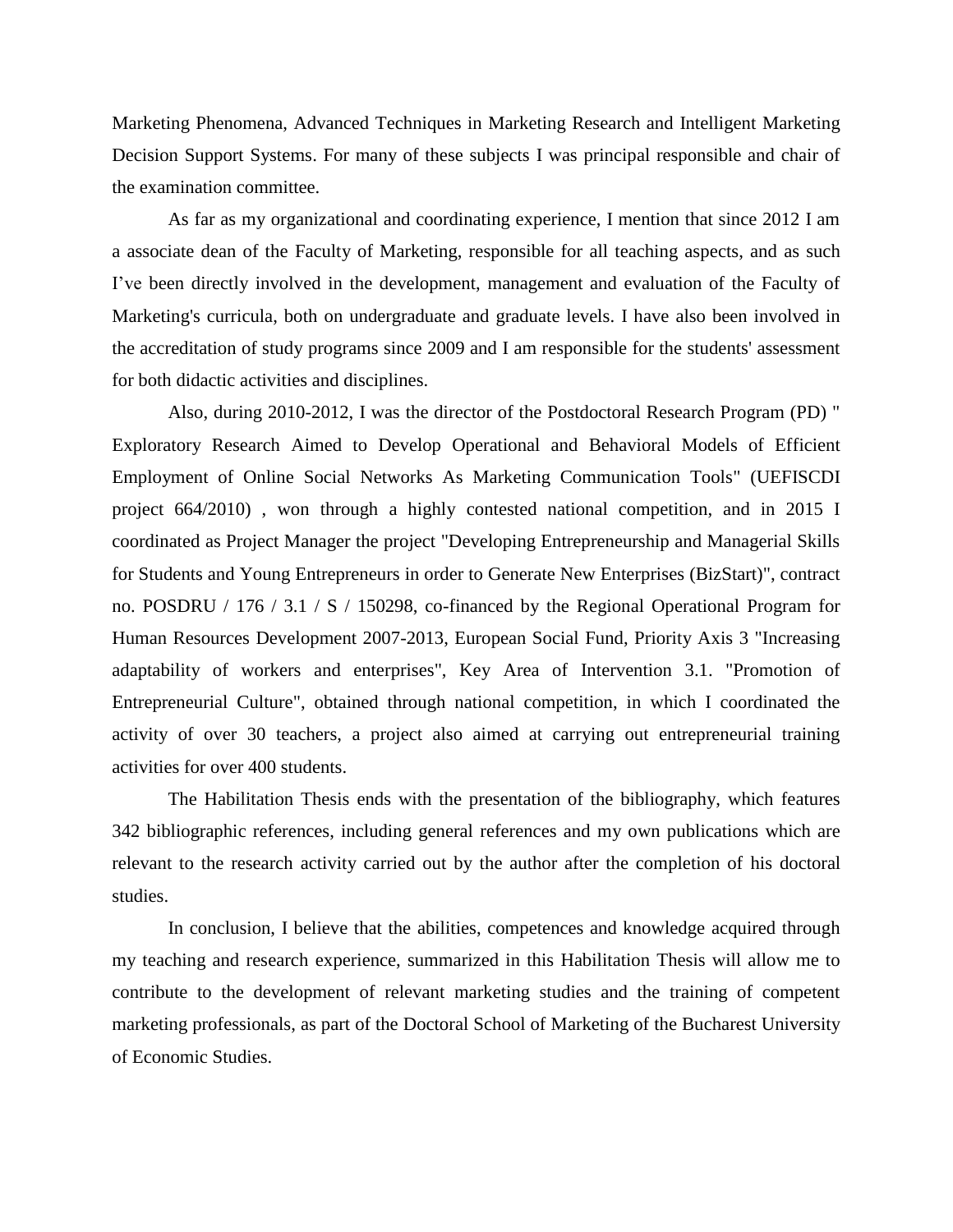Marketing Phenomena, Advanced Techniques in Marketing Research and Intelligent Marketing Decision Support Systems. For many of these subjects I was principal responsible and chair of the examination committee.

As far as my organizational and coordinating experience, I mention that since 2012 I am a associate dean of the Faculty of Marketing, responsible for all teaching aspects, and as such I've been directly involved in the development, management and evaluation of the Faculty of Marketing's curricula, both on undergraduate and graduate levels. I have also been involved in the accreditation of study programs since 2009 and I am responsible for the students' assessment for both didactic activities and disciplines.

Also, during 2010-2012, I was the director of the Postdoctoral Research Program (PD) " Exploratory Research Aimed to Develop Operational and Behavioral Models of Efficient Employment of Online Social Networks As Marketing Communication Tools" (UEFISCDI project 664/2010) , won through a highly contested national competition, and in 2015 I coordinated as Project Manager the project "Developing Entrepreneurship and Managerial Skills for Students and Young Entrepreneurs in order to Generate New Enterprises (BizStart)", contract no. POSDRU / 176 / 3.1 / S / 150298, co-financed by the Regional Operational Program for Human Resources Development 2007-2013, European Social Fund, Priority Axis 3 "Increasing adaptability of workers and enterprises", Key Area of Intervention 3.1. "Promotion of Entrepreneurial Culture", obtained through national competition, in which I coordinated the activity of over 30 teachers, a project also aimed at carrying out entrepreneurial training activities for over 400 students.

The Habilitation Thesis ends with the presentation of the bibliography, which features 342 bibliographic references, including general references and my own publications which are relevant to the research activity carried out by the author after the completion of his doctoral studies.

In conclusion, I believe that the abilities, competences and knowledge acquired through my teaching and research experience, summarized in this Habilitation Thesis will allow me to contribute to the development of relevant marketing studies and the training of competent marketing professionals, as part of the Doctoral School of Marketing of the Bucharest University of Economic Studies.